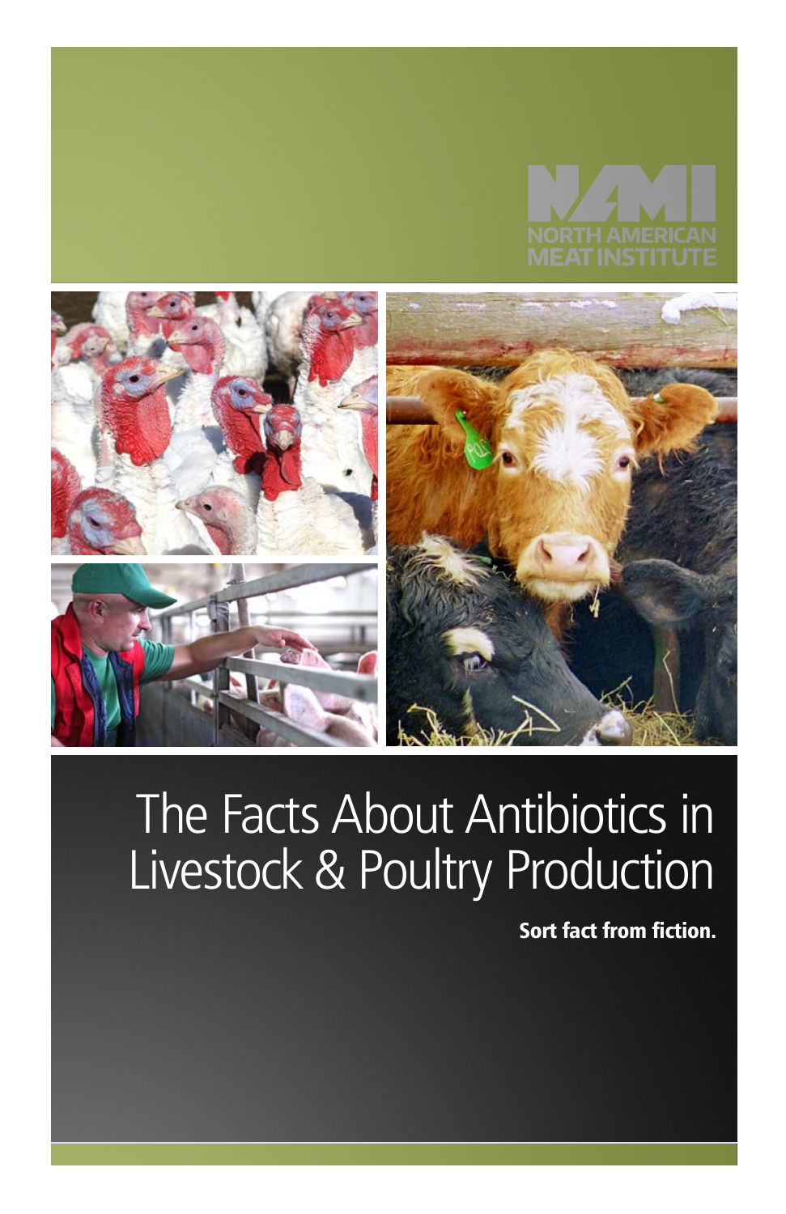NORTH AMERICAN MEAT INSTITUTE

# The Facts About Antibiotics in Livestock & Poultry Production

**Sort fact from fiction.**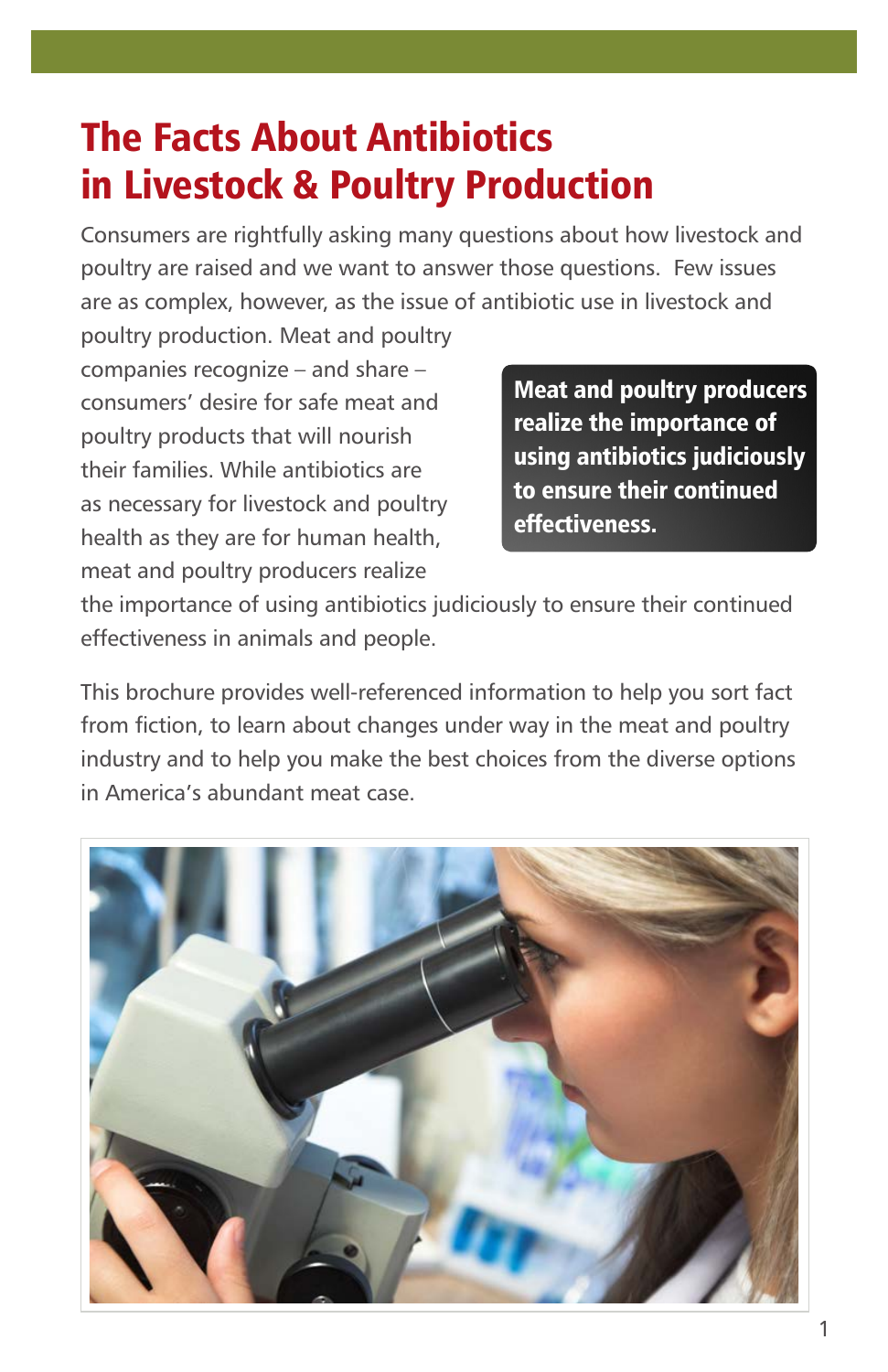# The Facts About Antibiotics in Livestock & Poultry Production

Consumers are rightfully asking many questions about how livestock and poultry are raised and we want to answer those questions. Few issues are as complex, however, as the issue of antibiotic use in livestock and poultry production. Meat and poultry companies recognize – and share – consumers' desire for safe meat and poultry products that will nourish their families. While antibiotics are as necessary for livestock and poultry health as they are for human health, meat and poultry producers realize the importance of using antibiotics judiciously to ensure their continued effectiveness in animals and people.

**Meat and poultry producers realize the importance of using antibiotics judiciously to ensure their continued effectiveness.**

This brochure provides well-referenced information to help you sort fact from fiction, to learn about changes under way in the meat and poultry industry and to help you make the best choices from the diverse options in America's abundant meat case.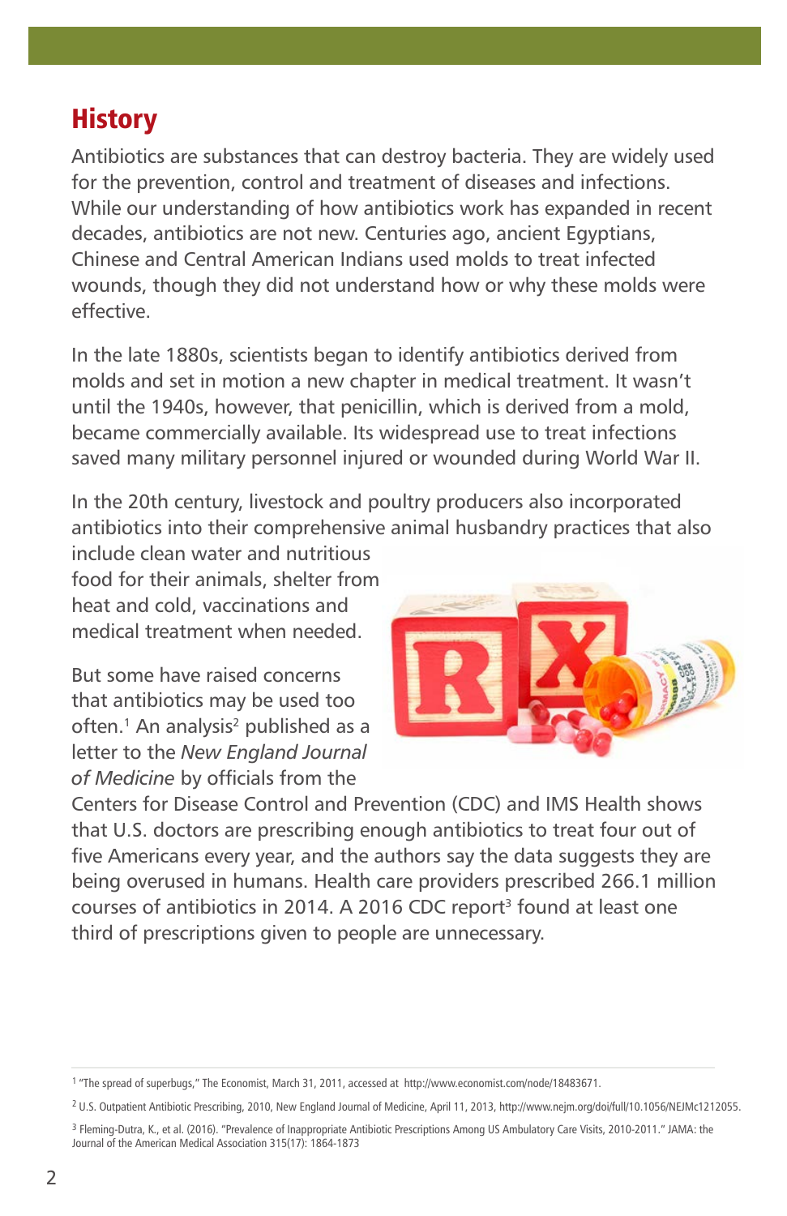## History

Antibiotics are substances that can destroy bacteria. They are widely used for the prevention, control and treatment of diseases and infections. While our understanding of how antibiotics work has expanded in recent decades, antibiotics are not new. Centuries ago, ancient Egyptians, Chinese and Central American Indians used molds to treat infected wounds, though they did not understand how or why these molds were effective.

In the late 1880s, scientists began to identify antibiotics derived from molds and set in motion a new chapter in medical treatment. It wasn't until the 1940s, however, that penicillin, which is derived from a mold, became commercially available. Its widespread use to treat infections saved many military personnel injured or wounded during World War II.

In the 20th century, livestock and poultry producers also incorporated antibiotics into their comprehensive animal husbandry practices that also include clean water and nutritious food for their animals, shelter from heat and cold, vaccinations and medical treatment when needed.

But some have raised concerns that antibiotics may be used too often.[1] An analysis[2] published as a letter to the *New England Journal of Medicine* by officials from the Centers for Disease Control and Prevention (CDC) and IMS Health shows that U.S. doctors are prescribing enough antibiotics to treat four out of five Americans every year, and the authors say the data suggests they are being overused in humans. Health care providers prescribed 266.1 million courses of antibiotics in 2014. A 2016 CDC report[3] found at least one third of prescriptions given to people are unnecessary.

---

[1] "The spread of superbugs," The Economist, March 31, 2011, accessed at http://www.economist.com/node/18483671.

[2] U.S. Outpatient Antibiotic Prescribing, 2010, New England Journal of Medicine, April 11, 2013, http://www.nejm.org/doi/full/10.1056/NEJMc1212055.

[3] Fleming-Dutra, K., et al. (2016). "Prevalence of Inappropriate Antibiotic Prescriptions Among US Ambulatory Care Visits, 2010-2011." JAMA: the Journal of the American Medical Association 315(17): 1864-1873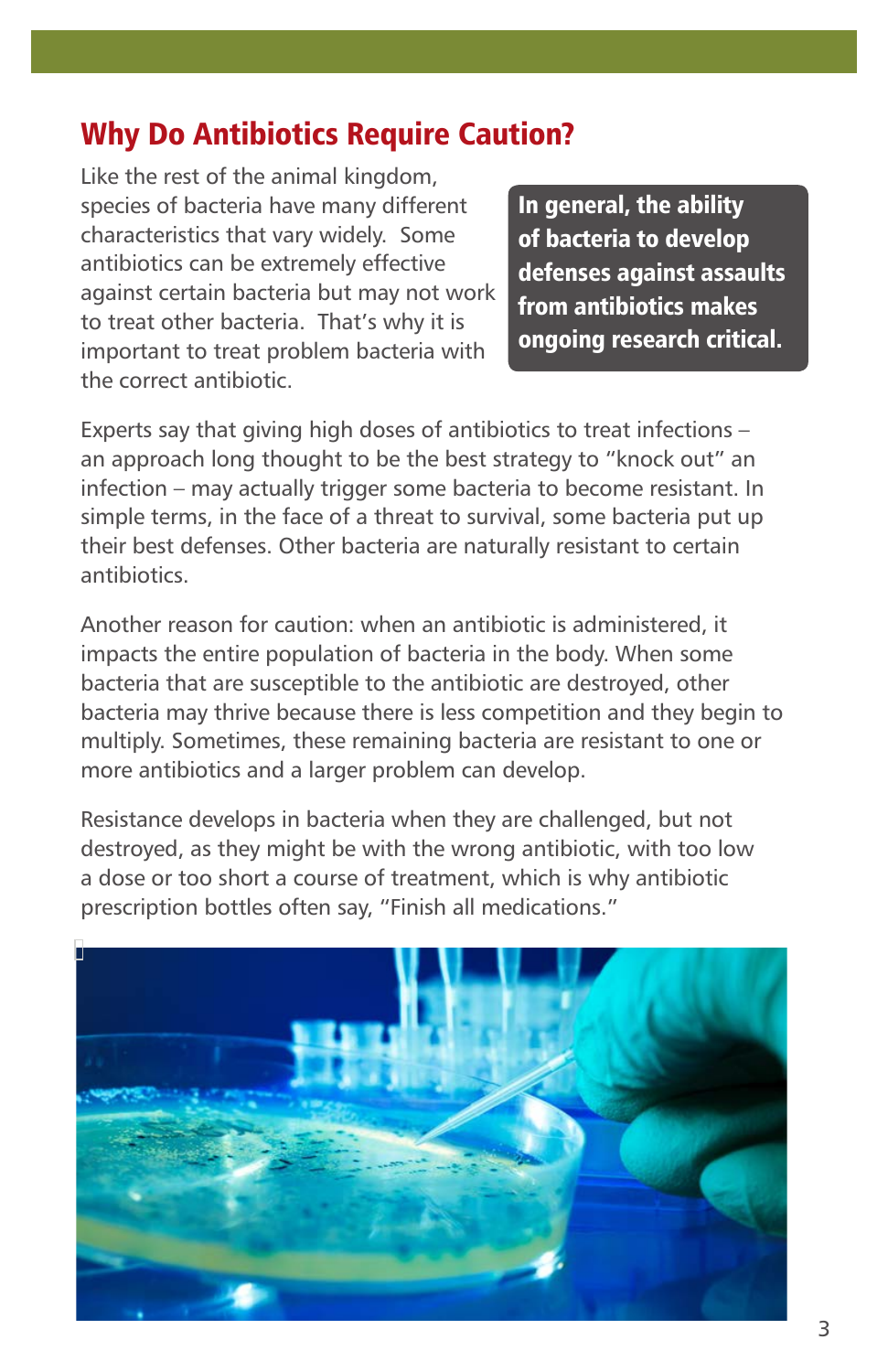## Why Do Antibiotics Require Caution?

Like the rest of the animal kingdom, species of bacteria have many different characteristics that vary widely. Some antibiotics can be extremely effective against certain bacteria but may not work to treat other bacteria. That's why it is important to treat problem bacteria with the correct antibiotic.

**In general, the ability of bacteria to develop defenses against assaults from antibiotics makes ongoing research critical.**

Experts say that giving high doses of antibiotics to treat infections – an approach long thought to be the best strategy to "knock out" an infection – may actually trigger some bacteria to become resistant. In simple terms, in the face of a threat to survival, some bacteria put up their best defenses. Other bacteria are naturally resistant to certain antibiotics.

Another reason for caution: when an antibiotic is administered, it impacts the entire population of bacteria in the body. When some bacteria that are susceptible to the antibiotic are destroyed, other bacteria may thrive because there is less competition and they begin to multiply. Sometimes, these remaining bacteria are resistant to one or more antibiotics and a larger problem can develop.

Resistance develops in bacteria when they are challenged, but not destroyed, as they might be with the wrong antibiotic, with too low a dose or too short a course of treatment, which is why antibiotic prescription bottles often say, "Finish all medications."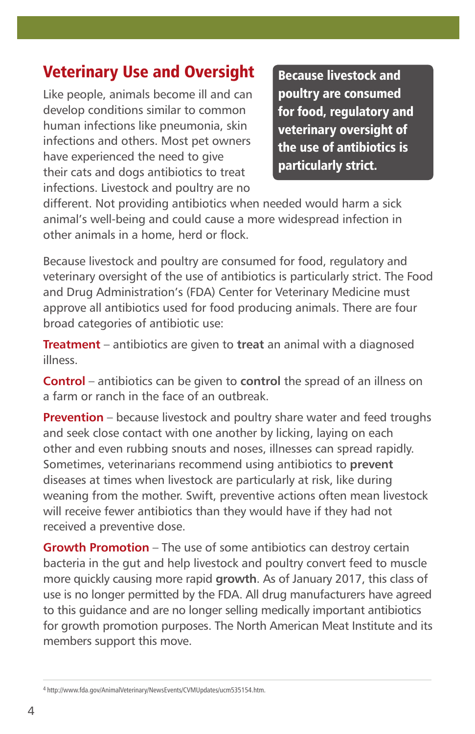## Veterinary Use and Oversight

Like people, animals become ill and can develop conditions similar to common human infections like pneumonia, skin infections and others. Most pet owners have experienced the need to give their cats and dogs antibiotics to treat infections. Livestock and poultry are no different. Not providing antibiotics when needed would harm a sick animal's well-being and could cause a more widespread infection in other animals in a home, herd or flock.

**Because livestock and poultry are consumed for food, regulatory and veterinary oversight of the use of antibiotics is particularly strict.**

Because livestock and poultry are consumed for food, regulatory and veterinary oversight of the use of antibiotics is particularly strict. The Food and Drug Administration's (FDA) Center for Veterinary Medicine must approve all antibiotics used for food producing animals. There are four broad categories of antibiotic use:

**Treatment** – antibiotics are given to **treat** an animal with a diagnosed illness.

**Control** – antibiotics can be given to **control** the spread of an illness on a farm or ranch in the face of an outbreak.

**Prevention** – because livestock and poultry share water and feed troughs and seek close contact with one another by licking, laying on each other and even rubbing snouts and noses, illnesses can spread rapidly. Sometimes, veterinarians recommend using antibiotics to **prevent** diseases at times when livestock are particularly at risk, like during weaning from the mother. Swift, preventive actions often mean livestock will receive fewer antibiotics than they would have if they had not received a preventive dose.

**Growth Promotion** – The use of some antibiotics can destroy certain bacteria in the gut and help livestock and poultry convert feed to muscle more quickly causing more rapid **growth**. As of January 2017, this class of use is no longer permitted by the FDA. All drug manufacturers have agreed to this guidance and are no longer selling medically important antibiotics for growth promotion purposes. The North American Meat Institute and its members support this move.

[4] http://www.fda.gov/AnimalVeterinary/NewsEvents/CVMUpdates/ucm535154.htm.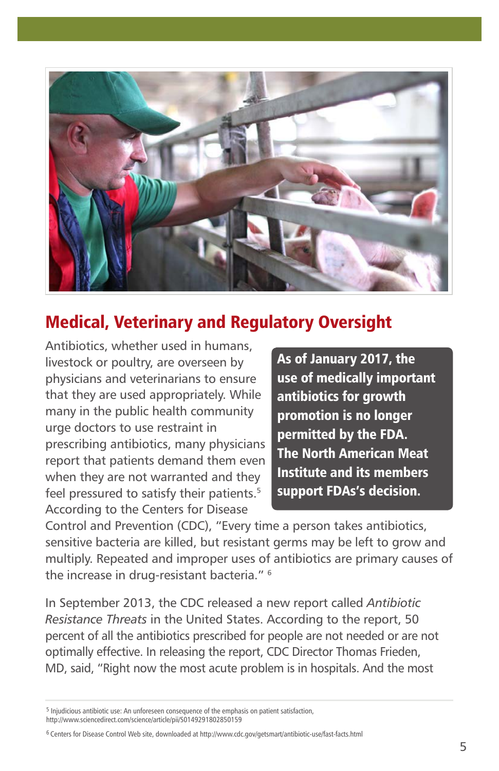## Medical, Veterinary and Regulatory Oversight

Antibiotics, whether used in humans, livestock or poultry, are overseen by physicians and veterinarians to ensure that they are used appropriately. While many in the public health community urge doctors to use restraint in prescribing antibiotics, many physicians report that patients demand them even when they are not warranted and they feel pressured to satisfy their patients.[5] According to the Centers for Disease Control and Prevention (CDC), "Every time a person takes antibiotics, sensitive bacteria are killed, but resistant germs may be left to grow and multiply. Repeated and improper uses of antibiotics are primary causes of the increase in drug-resistant bacteria." [6]

**As of January 2017, the use of medically important antibiotics for growth promotion is no longer permitted by the FDA. The North American Meat Institute and its members support FDAs's decision.**

In September 2013, the CDC released a new report called *Antibiotic Resistance Threats* in the United States. According to the report, 50 percent of all the antibiotics prescribed for people are not needed or are not optimally effective. In releasing the report, CDC Director Thomas Frieden, MD, said, "Right now the most acute problem is in hospitals. And the most

---

[5] Injudicious antibiotic use: An unforeseen consequence of the emphasis on patient satisfaction, http://www.sciencedirect.com/science/article/pii/S0149291802850159

[6] Centers for Disease Control Web site, downloaded at http://www.cdc.gov/getsmart/antibiotic-use/fast-facts.html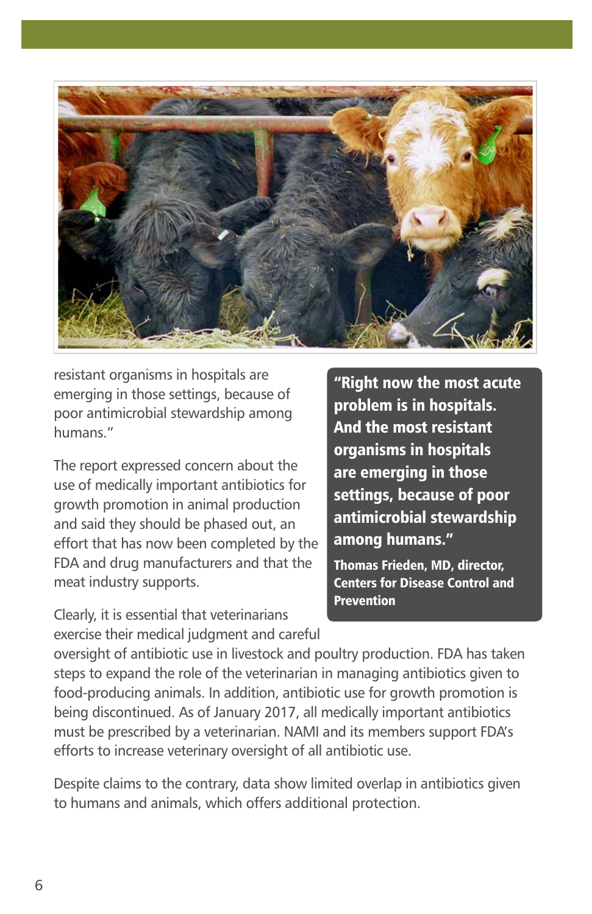resistant organisms in hospitals are emerging in those settings, because of poor antimicrobial stewardship among humans."

The report expressed concern about the use of medically important antibiotics for growth promotion in animal production and said they should be phased out, an effort that has now been completed by the FDA and drug manufacturers and that the meat industry supports.

> **"Right now the most acute problem is in hospitals. And the most resistant organisms in hospitals are emerging in those settings, because of poor antimicrobial stewardship among humans."**
>
> **Thomas Frieden, MD, director, Centers for Disease Control and Prevention**

Clearly, it is essential that veterinarians exercise their medical judgment and careful oversight of antibiotic use in livestock and poultry production. FDA has taken steps to expand the role of the veterinarian in managing antibiotics given to food-producing animals. In addition, antibiotic use for growth promotion is being discontinued. As of January 2017, all medically important antibiotics must be prescribed by a veterinarian. NAMI and its members support FDA's efforts to increase veterinary oversight of all antibiotic use.

Despite claims to the contrary, data show limited overlap in antibiotics given to humans and animals, which offers additional protection.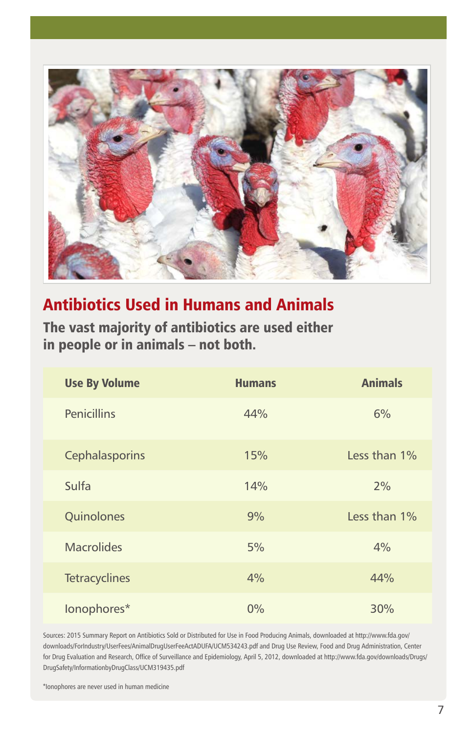## Antibiotics Used in Humans and Animals

**The vast majority of antibiotics are used either in people or in animals – not both.**

| Use By Volume | Humans | Animals |
|---|---|---|
| Penicillins | 44% | 6% |
| Cephalasporins | 15% | Less than 1% |
| Sulfa | 14% | 2% |
| Quinolones | 9% | Less than 1% |
| Macrolides | 5% | 4% |
| Tetracyclines | 4% | 44% |
| Ionophores* | 0% | 30% |

Sources: 2015 Summary Report on Antibiotics Sold or Distributed for Use in Food Producing Animals, downloaded at http://www.fda.gov/downloads/ForIndustry/UserFees/AnimalDrugUserFeeActADUFA/UCM534243.pdf and Drug Use Review, Food and Drug Administration, Center for Drug Evaluation and Research, Office of Surveillance and Epidemiology, April 5, 2012, downloaded at http://www.fda.gov/downloads/Drugs/DrugSafety/InformationbyDrugClass/UCM319435.pdf

*Ionophores are never used in human medicine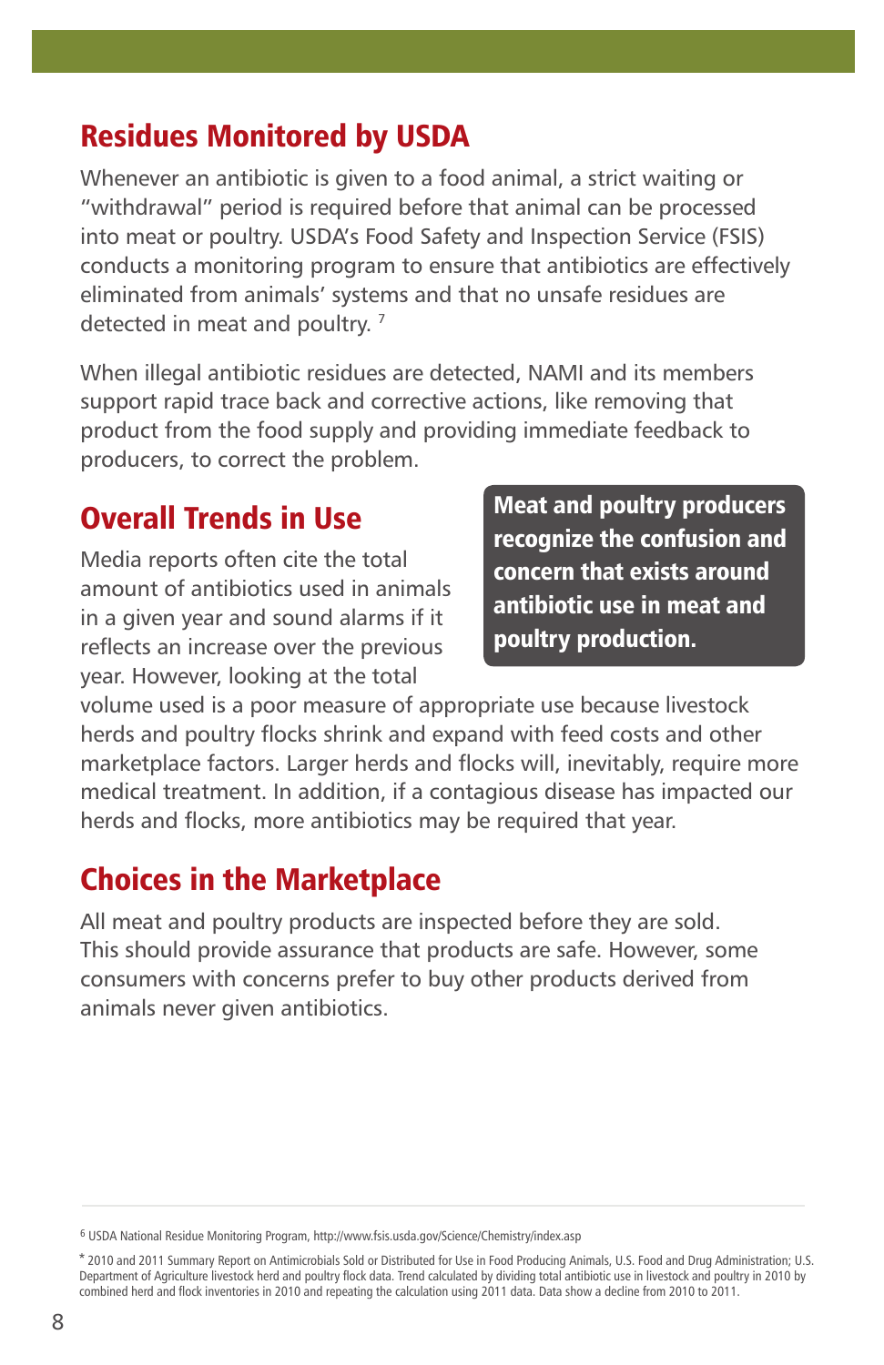## Residues Monitored by USDA

Whenever an antibiotic is given to a food animal, a strict waiting or "withdrawal" period is required before that animal can be processed into meat or poultry. USDA's Food Safety and Inspection Service (FSIS) conducts a monitoring program to ensure that antibiotics are effectively eliminated from animals' systems and that no unsafe residues are detected in meat and poultry. [7]

When illegal antibiotic residues are detected, NAMI and its members support rapid trace back and corrective actions, like removing that product from the food supply and providing immediate feedback to producers, to correct the problem.

## Overall Trends in Use

**Meat and poultry producers recognize the confusion and concern that exists around antibiotic use in meat and poultry production.**

Media reports often cite the total amount of antibiotics used in animals in a given year and sound alarms if it reflects an increase over the previous year. However, looking at the total volume used is a poor measure of appropriate use because livestock herds and poultry flocks shrink and expand with feed costs and other marketplace factors. Larger herds and flocks will, inevitably, require more medical treatment. In addition, if a contagious disease has impacted our herds and flocks, more antibiotics may be required that year.

## Choices in the Marketplace

All meat and poultry products are inspected before they are sold. This should provide assurance that products are safe. However, some consumers with concerns prefer to buy other products derived from animals never given antibiotics.

---

[6] USDA National Residue Monitoring Program, http://www.fsis.usda.gov/Science/Chemistry/index.asp

* 2010 and 2011 Summary Report on Antimicrobials Sold or Distributed for Use in Food Producing Animals, U.S. Food and Drug Administration; U.S. Department of Agriculture livestock herd and poultry flock data. Trend calculated by dividing total antibiotic use in livestock and poultry in 2010 by combined herd and flock inventories in 2010 and repeating the calculation using 2011 data. Data show a decline from 2010 to 2011.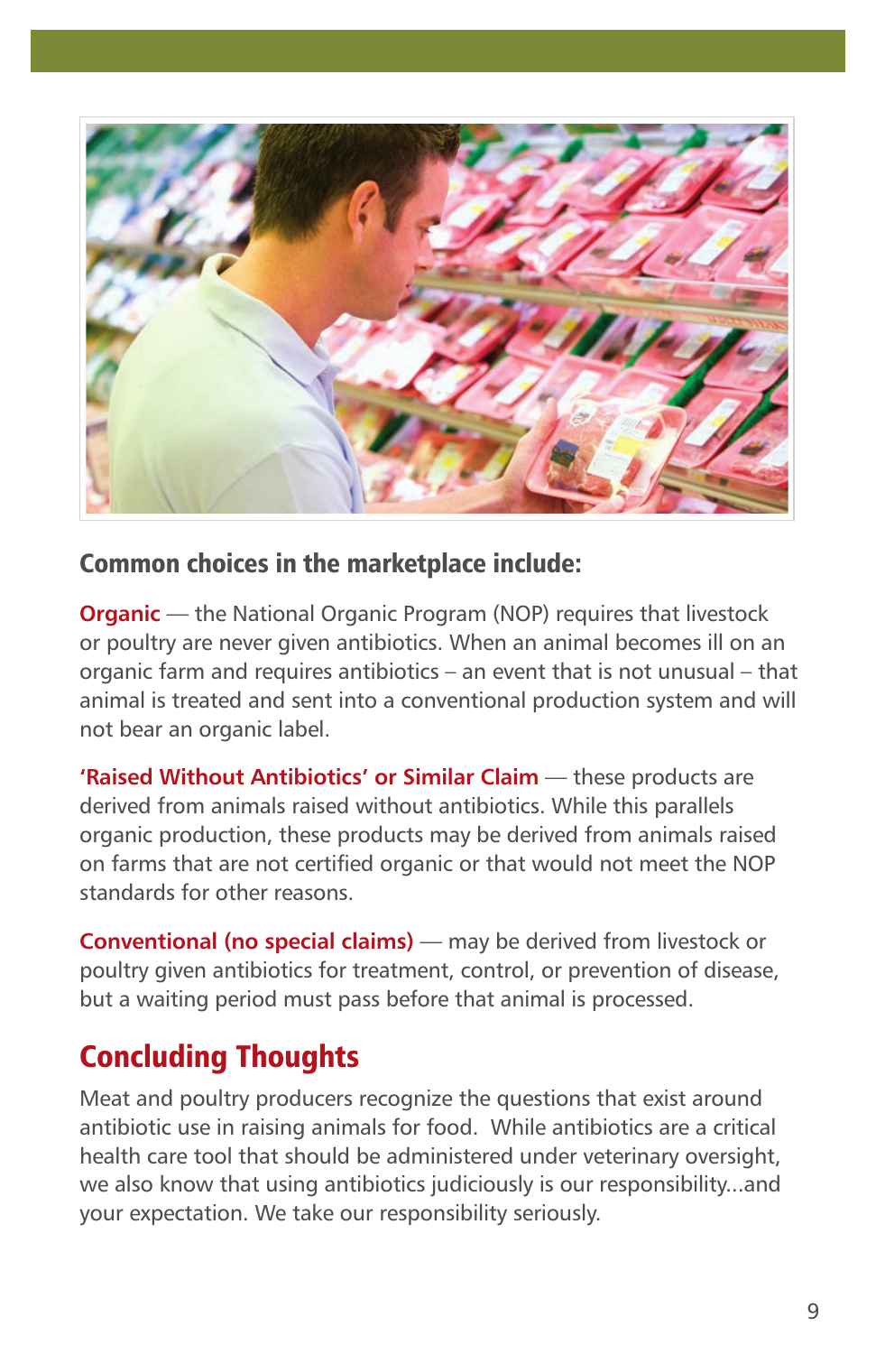### Common choices in the marketplace include:

**Organic** — the National Organic Program (NOP) requires that livestock or poultry are never given antibiotics. When an animal becomes ill on an organic farm and requires antibiotics – an event that is not unusual – that animal is treated and sent into a conventional production system and will not bear an organic label.

**'Raised Without Antibiotics' or Similar Claim** — these products are derived from animals raised without antibiotics. While this parallels organic production, these products may be derived from animals raised on farms that are not certified organic or that would not meet the NOP standards for other reasons.

**Conventional (no special claims)** — may be derived from livestock or poultry given antibiotics for treatment, control, or prevention of disease, but a waiting period must pass before that animal is processed.

## Concluding Thoughts

Meat and poultry producers recognize the questions that exist around antibiotic use in raising animals for food. While antibiotics are a critical health care tool that should be administered under veterinary oversight, we also know that using antibiotics judiciously is our responsibility...and your expectation. We take our responsibility seriously.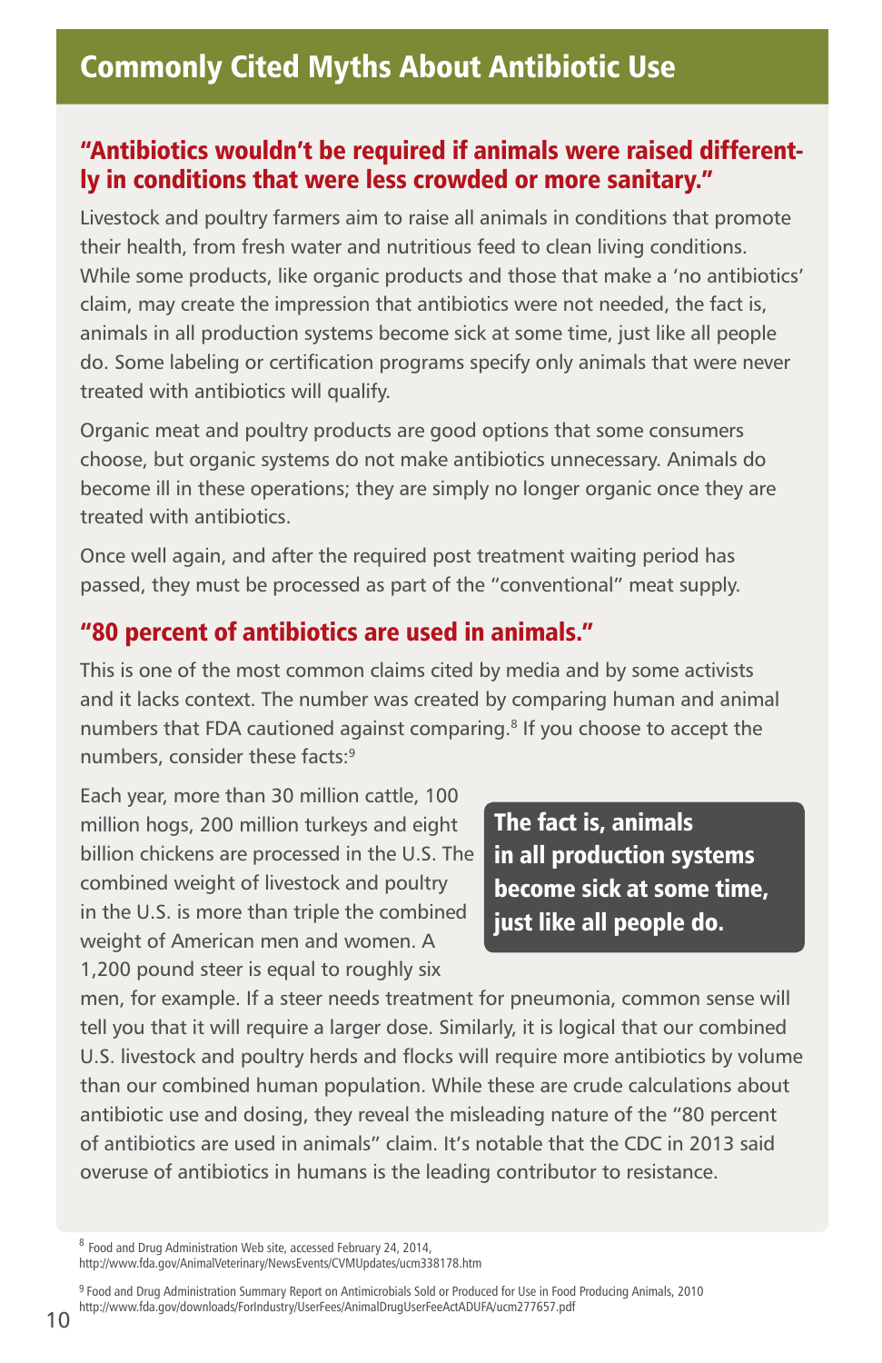# Commonly Cited Myths About Antibiotic Use

## "Antibiotics wouldn't be required if animals were raised differently in conditions that were less crowded or more sanitary."

Livestock and poultry farmers aim to raise all animals in conditions that promote their health, from fresh water and nutritious feed to clean living conditions. While some products, like organic products and those that make a 'no antibiotics' claim, may create the impression that antibiotics were not needed, the fact is, animals in all production systems become sick at some time, just like all people do. Some labeling or certification programs specify only animals that were never treated with antibiotics will qualify.

Organic meat and poultry products are good options that some consumers choose, but organic systems do not make antibiotics unnecessary. Animals do become ill in these operations; they are simply no longer organic once they are treated with antibiotics.

Once well again, and after the required post treatment waiting period has passed, they must be processed as part of the "conventional" meat supply.

## "80 percent of antibiotics are used in animals."

This is one of the most common claims cited by media and by some activists and it lacks context. The number was created by comparing human and animal numbers that FDA cautioned against comparing.[8] If you choose to accept the numbers, consider these facts:[9]

**The fact is, animals in all production systems become sick at some time, just like all people do.**

Each year, more than 30 million cattle, 100 million hogs, 200 million turkeys and eight billion chickens are processed in the U.S. The combined weight of livestock and poultry in the U.S. is more than triple the combined weight of American men and women. A 1,200 pound steer is equal to roughly six men, for example. If a steer needs treatment for pneumonia, common sense will tell you that it will require a larger dose. Similarly, it is logical that our combined U.S. livestock and poultry herds and flocks will require more antibiotics by volume than our combined human population. While these are crude calculations about antibiotic use and dosing, they reveal the misleading nature of the "80 percent of antibiotics are used in animals" claim. It's notable that the CDC in 2013 said overuse of antibiotics in humans is the leading contributor to resistance.

[8] Food and Drug Administration Web site, accessed February 24, 2014, http://www.fda.gov/AnimalVeterinary/NewsEvents/CVMUpdates/ucm338178.htm

[9] Food and Drug Administration Summary Report on Antimicrobials Sold or Produced for Use in Food Producing Animals, 2010 http://www.fda.gov/downloads/ForIndustry/UserFees/AnimalDrugUserFeeActADUFA/ucm277657.pdf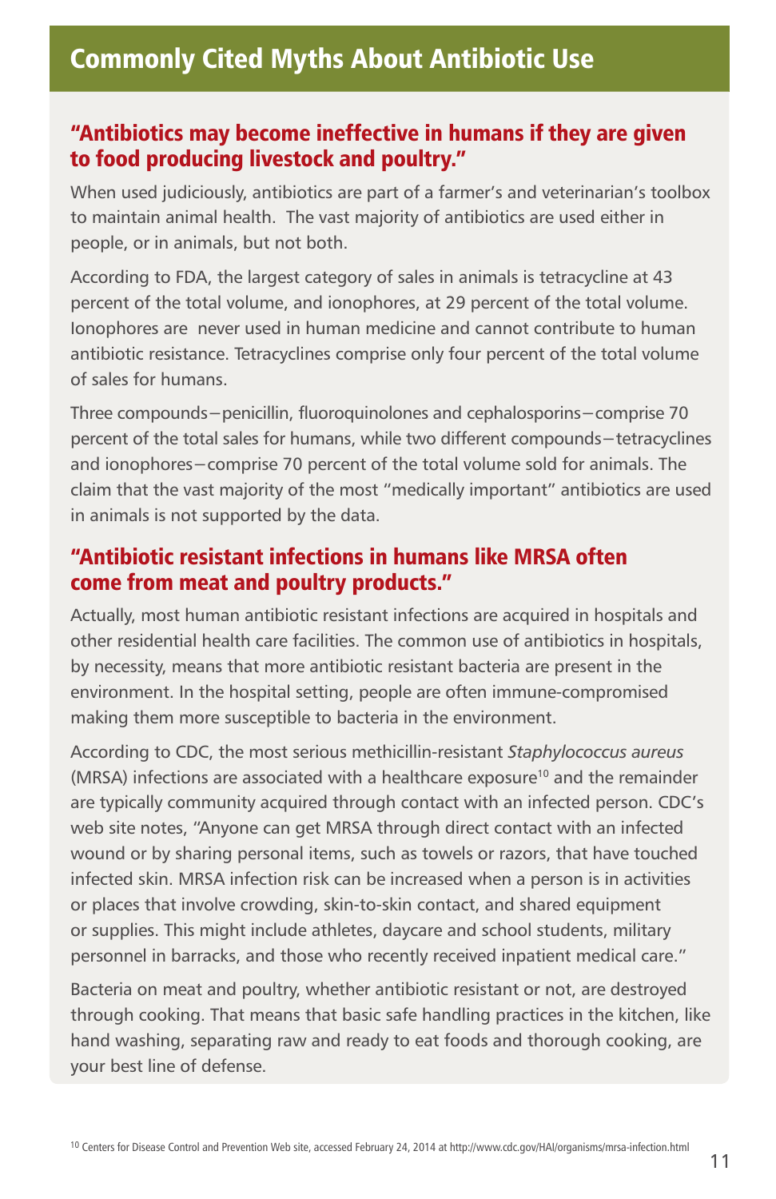## Commonly Cited Myths About Antibiotic Use

### "Antibiotics may become ineffective in humans if they are given to food producing livestock and poultry."

When used judiciously, antibiotics are part of a farmer's and veterinarian's toolbox to maintain animal health. The vast majority of antibiotics are used either in people, or in animals, but not both.

According to FDA, the largest category of sales in animals is tetracycline at 43 percent of the total volume, and ionophores, at 29 percent of the total volume. Ionophores are never used in human medicine and cannot contribute to human antibiotic resistance. Tetracyclines comprise only four percent of the total volume of sales for humans.

Three compounds—penicillin, fluoroquinolones and cephalosporins—comprise 70 percent of the total sales for humans, while two different compounds—tetracyclines and ionophores—comprise 70 percent of the total volume sold for animals. The claim that the vast majority of the most "medically important" antibiotics are used in animals is not supported by the data.

### "Antibiotic resistant infections in humans like MRSA often come from meat and poultry products."

Actually, most human antibiotic resistant infections are acquired in hospitals and other residential health care facilities. The common use of antibiotics in hospitals, by necessity, means that more antibiotic resistant bacteria are present in the environment. In the hospital setting, people are often immune-compromised making them more susceptible to bacteria in the environment.

According to CDC, the most serious methicillin-resistant *Staphylococcus aureus* (MRSA) infections are associated with a healthcare exposure[10] and the remainder are typically community acquired through contact with an infected person. CDC's web site notes, "Anyone can get MRSA through direct contact with an infected wound or by sharing personal items, such as towels or razors, that have touched infected skin. MRSA infection risk can be increased when a person is in activities or places that involve crowding, skin-to-skin contact, and shared equipment or supplies. This might include athletes, daycare and school students, military personnel in barracks, and those who recently received inpatient medical care."

Bacteria on meat and poultry, whether antibiotic resistant or not, are destroyed through cooking. That means that basic safe handling practices in the kitchen, like hand washing, separating raw and ready to eat foods and thorough cooking, are your best line of defense.

[10] Centers for Disease Control and Prevention Web site, accessed February 24, 2014 at http://www.cdc.gov/HAI/organisms/mrsa-infection.html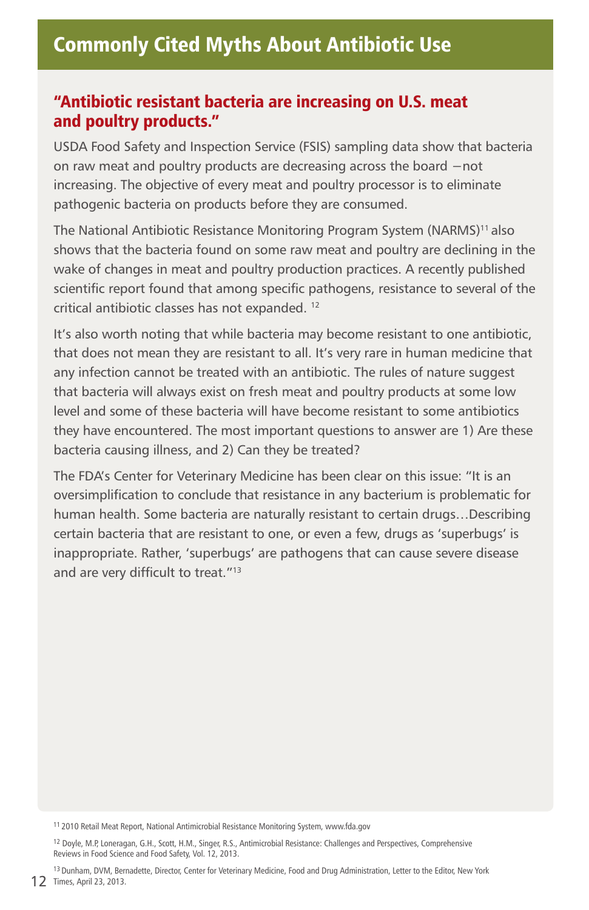## Commonly Cited Myths About Antibiotic Use

### "Antibiotic resistant bacteria are increasing on U.S. meat and poultry products."

USDA Food Safety and Inspection Service (FSIS) sampling data show that bacteria on raw meat and poultry products are decreasing across the board −not increasing. The objective of every meat and poultry processor is to eliminate pathogenic bacteria on products before they are consumed.

The National Antibiotic Resistance Monitoring Program System (NARMS)[11] also shows that the bacteria found on some raw meat and poultry are declining in the wake of changes in meat and poultry production practices. A recently published scientific report found that among specific pathogens, resistance to several of the critical antibiotic classes has not expanded. [12]

It's also worth noting that while bacteria may become resistant to one antibiotic, that does not mean they are resistant to all. It's very rare in human medicine that any infection cannot be treated with an antibiotic. The rules of nature suggest that bacteria will always exist on fresh meat and poultry products at some low level and some of these bacteria will have become resistant to some antibiotics they have encountered. The most important questions to answer are 1) Are these bacteria causing illness, and 2) Can they be treated?

The FDA's Center for Veterinary Medicine has been clear on this issue: "It is an oversimplification to conclude that resistance in any bacterium is problematic for human health. Some bacteria are naturally resistant to certain drugs…Describing certain bacteria that are resistant to one, or even a few, drugs as 'superbugs' is inappropriate. Rather, 'superbugs' are pathogens that can cause severe disease and are very difficult to treat."[13]

[11] 2010 Retail Meat Report, National Antimicrobial Resistance Monitoring System, www.fda.gov

[12] Doyle, M.P, Loneragan, G.H., Scott, H.M., Singer, R.S., Antimicrobial Resistance: Challenges and Perspectives, Comprehensive Reviews in Food Science and Food Safety, Vol. 12, 2013.

[13] Dunham, DVM, Bernadette, Director, Center for Veterinary Medicine, Food and Drug Administration, Letter to the Editor, New York Times, April 23, 2013.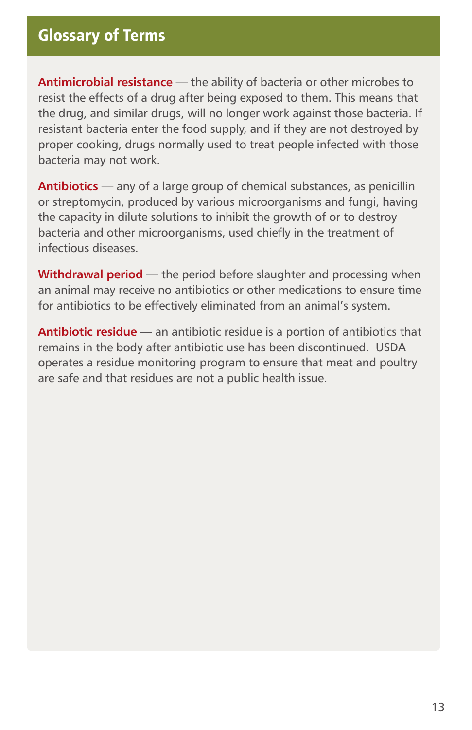## Glossary of Terms

**Antimicrobial resistance** — the ability of bacteria or other microbes to resist the effects of a drug after being exposed to them. This means that the drug, and similar drugs, will no longer work against those bacteria. If resistant bacteria enter the food supply, and if they are not destroyed by proper cooking, drugs normally used to treat people infected with those bacteria may not work.

**Antibiotics** — any of a large group of chemical substances, as penicillin or streptomycin, produced by various microorganisms and fungi, having the capacity in dilute solutions to inhibit the growth of or to destroy bacteria and other microorganisms, used chiefly in the treatment of infectious diseases.

**Withdrawal period** — the period before slaughter and processing when an animal may receive no antibiotics or other medications to ensure time for antibiotics to be effectively eliminated from an animal's system.

**Antibiotic residue** — an antibiotic residue is a portion of antibiotics that remains in the body after antibiotic use has been discontinued. USDA operates a residue monitoring program to ensure that meat and poultry are safe and that residues are not a public health issue.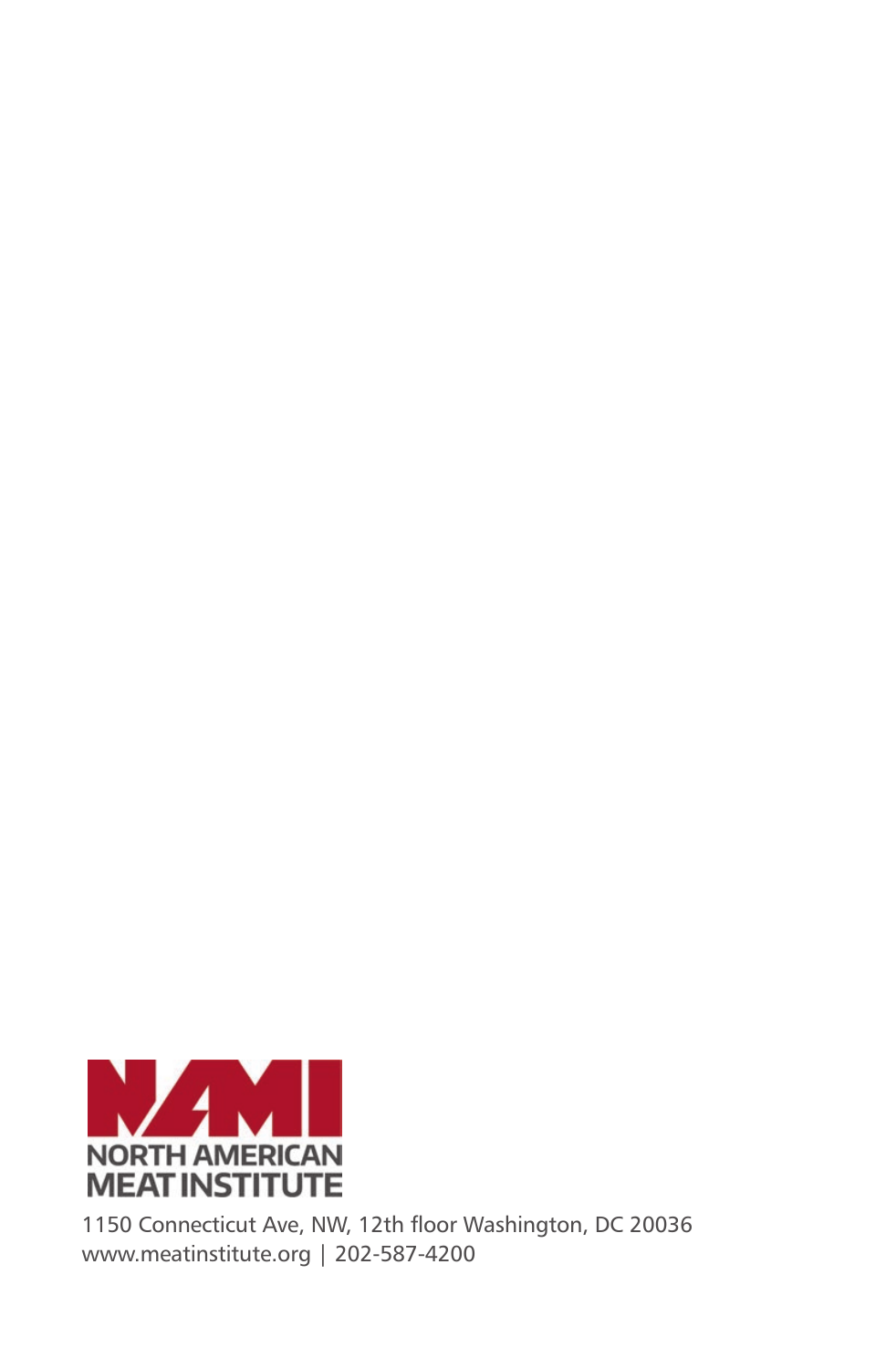NORTH AMERICAN MEAT INSTITUTE

1150 Connecticut Ave, NW, 12th floor Washington, DC 20036
www.meatinstitute.org | 202-587-4200